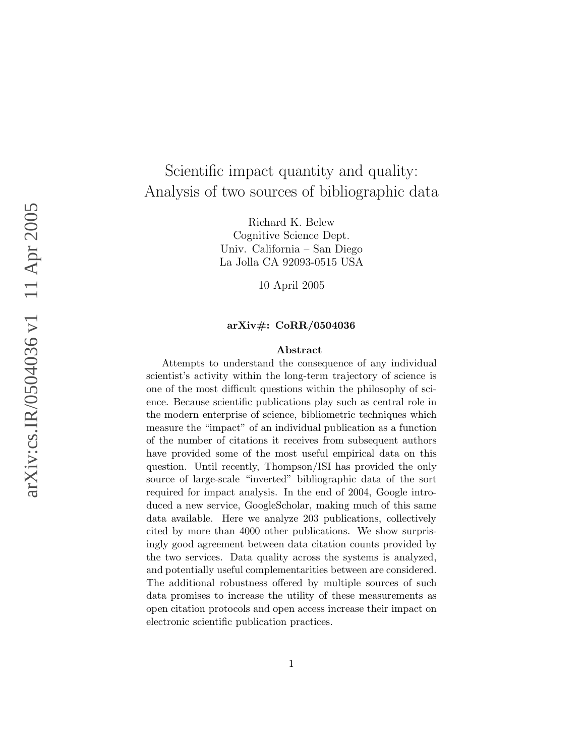# Scientific impact quantity and quality: Analysis of two sources of bibliographic data

Richard K. Belew
Cognitive Science Dept.
Univ. California – San Diego
La Jolla CA 92093-0515 USA

10 April 2005

**arXiv#: CoRR/0504036**

## Abstract

Attempts to understand the consequence of any individual scientist's activity within the long-term trajectory of science is one of the most difficult questions within the philosophy of science. Because scientific publications play such as central role in the modern enterprise of science, bibliometric techniques which measure the "impact" of an individual publication as a function of the number of citations it receives from subsequent authors have provided some of the most useful empirical data on this question. Until recently, Thompson/ISI has provided the only source of large-scale "inverted" bibliographic data of the sort required for impact analysis. In the end of 2004, Google introduced a new service, GoogleScholar, making much of this same data available. Here we analyze 203 publications, collectively cited by more than 4000 other publications. We show surprisingly good agreement between data citation counts provided by the two services. Data quality across the systems is analyzed, and potentially useful complementarities between are considered. The additional robustness offered by multiple sources of such data promises to increase the utility of these measurements as open citation protocols and open access increase their impact on electronic scientific publication practices.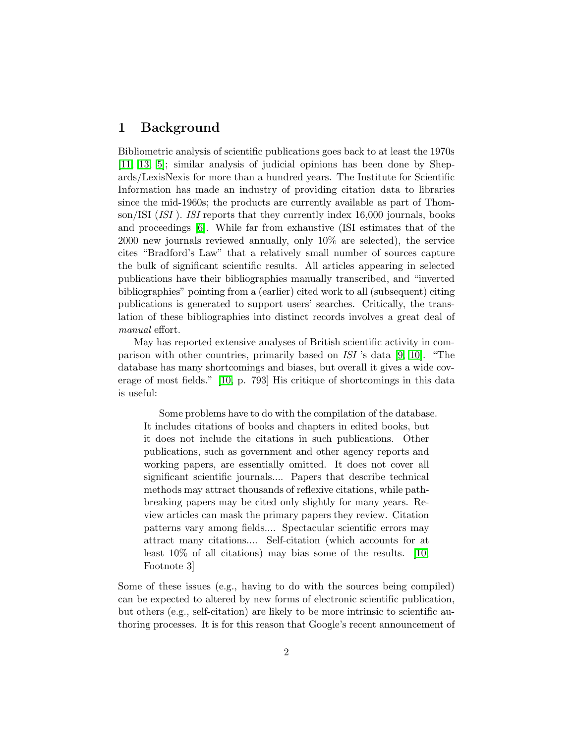# 1 Background

Bibliometric analysis of scientific publications goes back to at least the 1970s [11, 13, 5]; similar analysis of judicial opinions has been done by Shepards/LexisNexis for more than a hundred years. The Institute for Scientific Information has made an industry of providing citation data to libraries since the mid-1960s; the products are currently available as part of Thomson/ISI (*ISI* ). *ISI* reports that they currently index 16,000 journals, books and proceedings [6]. While far from exhaustive (ISI estimates that of the 2000 new journals reviewed annually, only 10% are selected), the service cites "Bradford's Law" that a relatively small number of sources capture the bulk of significant scientific results. All articles appearing in selected publications have their bibliographies manually transcribed, and "inverted bibliographies" pointing from a (earlier) cited work to all (subsequent) citing publications is generated to support users' searches. Critically, the translation of these bibliographies into distinct records involves a great deal of *manual* effort.

May has reported extensive analyses of British scientific activity in comparison with other countries, primarily based on *ISI* 's data [9, 10]. "The database has many shortcomings and biases, but overall it gives a wide coverage of most fields." [10, p. 793] His critique of shortcomings in this data is useful:

> Some problems have to do with the compilation of the database. It includes citations of books and chapters in edited books, but it does not include the citations in such publications. Other publications, such as government and other agency reports and working papers, are essentially omitted. It does not cover all significant scientific journals.... Papers that describe technical methods may attract thousands of reflexive citations, while path-breaking papers may be cited only slightly for many years. Review articles can mask the primary papers they review. Citation patterns vary among fields.... Spectacular scientific errors may attract many citations.... Self-citation (which accounts for at least 10% of all citations) may bias some of the results. [10, Footnote 3]

Some of these issues (e.g., having to do with the sources being compiled) can be expected to altered by new forms of electronic scientific publication, but others (e.g., self-citation) are likely to be more intrinsic to scientific authoring processes. It is for this reason that Google's recent announcement of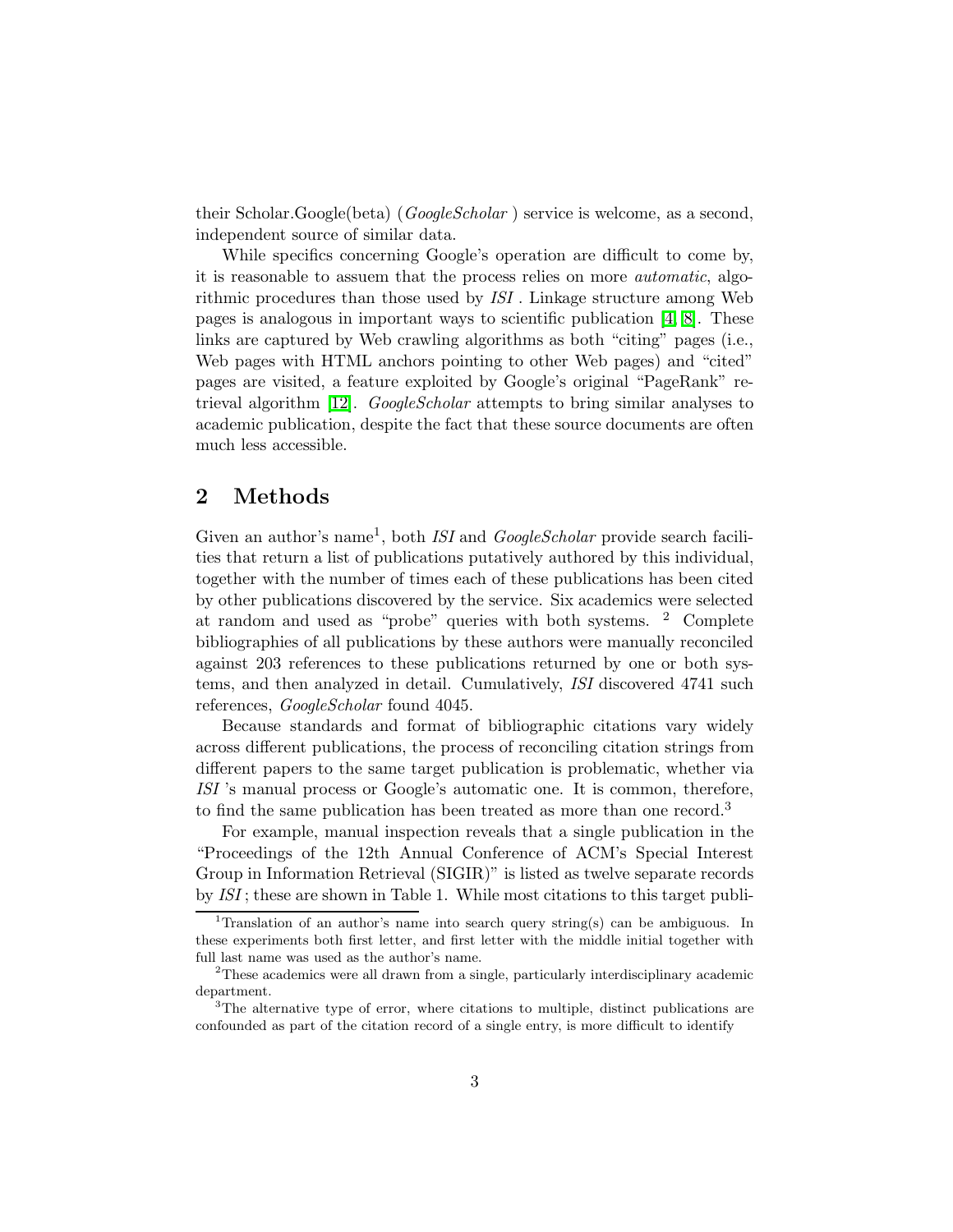their Scholar.Google(beta) (*GoogleScholar* ) service is welcome, as a second, independent source of similar data.

While specifics concerning Google's operation are difficult to come by, it is reasonable to assuem that the process relies on more *automatic*, algorithmic procedures than those used by *ISI* . Linkage structure among Web pages is analogous in important ways to scientific publication [4, 8]. These links are captured by Web crawling algorithms as both "citing" pages (i.e., Web pages with HTML anchors pointing to other Web pages) and "cited" pages are visited, a feature exploited by Google's original "PageRank" retrieval algorithm [12]. *GoogleScholar* attempts to bring similar analyses to academic publication, despite the fact that these source documents are often much less accessible.

## 2 Methods

Given an author's name[1], both *ISI* and *GoogleScholar* provide search facilities that return a list of publications putatively authored by this individual, together with the number of times each of these publications has been cited by other publications discovered by the service. Six academics were selected at random and used as "probe" queries with both systems. [2] Complete bibliographies of all publications by these authors were manually reconciled against 203 references to these publications returned by one or both systems, and then analyzed in detail. Cumulatively, *ISI* discovered 4741 such references, *GoogleScholar* found 4045.

Because standards and format of bibliographic citations vary widely across different publications, the process of reconciling citation strings from different papers to the same target publication is problematic, whether via *ISI* 's manual process or Google's automatic one. It is common, therefore, to find the same publication has been treated as more than one record.[3]

For example, manual inspection reveals that a single publication in the "Proceedings of the 12th Annual Conference of ACM's Special Interest Group in Information Retrieval (SIGIR)" is listed as twelve separate records by *ISI*; these are shown in Table 1. While most citations to this target publi-

[1] Translation of an author's name into search query string(s) can be ambiguous. In these experiments both first letter, and first letter with the middle initial together with full last name was used as the author's name.

[2] These academics were all drawn from a single, particularly interdisciplinary academic department.

[3] The alternative type of error, where citations to multiple, distinct publications are confounded as part of the citation record of a single entry, is more difficult to identify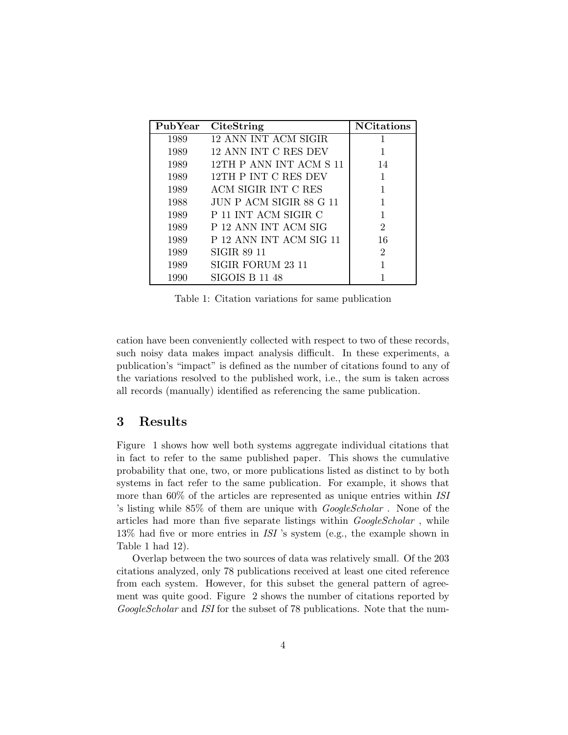| PubYear | CiteString | NCitations |
|---|---|---|
| 1989 | 12 ANN INT ACM SIGIR | 1 |
| 1989 | 12 ANN INT C RES DEV | 1 |
| 1989 | 12TH P ANN INT ACM S 11 | 14 |
| 1989 | 12TH P INT C RES DEV | 1 |
| 1989 | ACM SIGIR INT C RES | 1 |
| 1988 | JUN P ACM SIGIR 88 G 11 | 1 |
| 1989 | P 11 INT ACM SIGIR C | 1 |
| 1989 | P 12 ANN INT ACM SIG | 2 |
| 1989 | P 12 ANN INT ACM SIG 11 | 16 |
| 1989 | SIGIR 89 11 | 2 |
| 1989 | SIGIR FORUM 23 11 | 1 |
| 1990 | SIGOIS B 11 48 | 1 |

Table 1: Citation variations for same publication

cation have been conveniently collected with respect to two of these records, such noisy data makes impact analysis difficult. In these experiments, a publication's "impact" is defined as the number of citations found to any of the variations resolved to the published work, i.e., the sum is taken across all records (manually) identified as referencing the same publication.

## 3 Results

Figure 1 shows how well both systems aggregate individual citations that in fact to refer to the same published paper. This shows the cumulative probability that one, two, or more publications listed as distinct to by both systems in fact refer to the same publication. For example, it shows that more than 60% of the articles are represented as unique entries within *ISI* 's listing while 85% of them are unique with *GoogleScholar* . None of the articles had more than five separate listings within *GoogleScholar* , while 13% had five or more entries in *ISI* 's system (e.g., the example shown in Table 1 had 12).

Overlap between the two sources of data was relatively small. Of the 203 citations analyzed, only 78 publications received at least one cited reference from each system. However, for this subset the general pattern of agreement was quite good. Figure 2 shows the number of citations reported by *GoogleScholar* and *ISI* for the subset of 78 publications. Note that the num-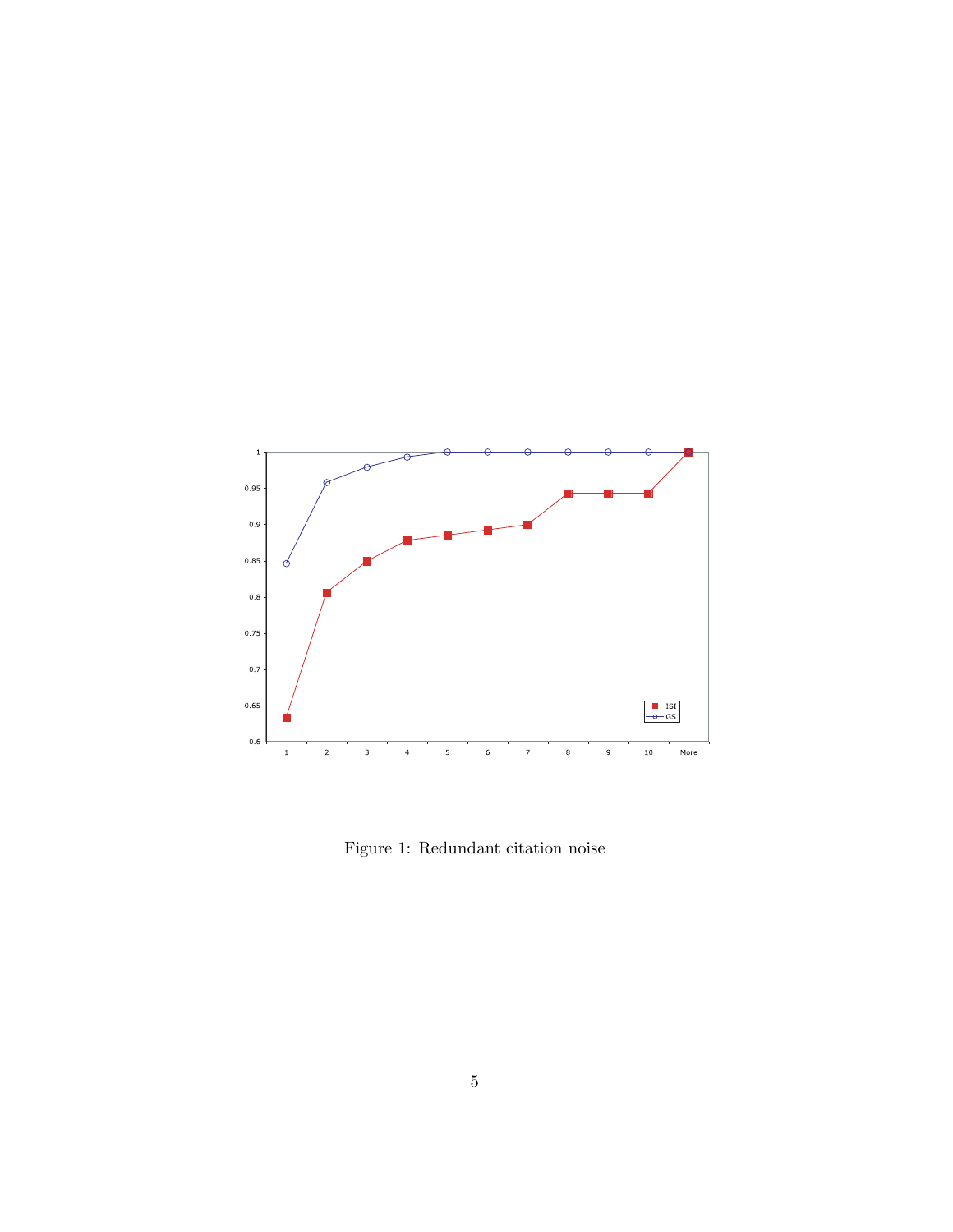Figure 1: Redundant citation noise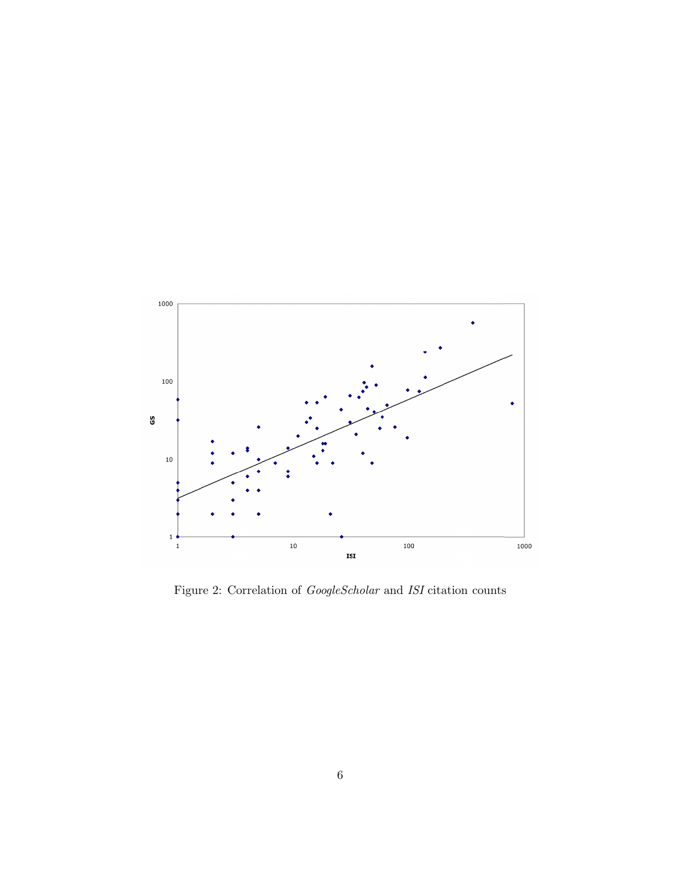Figure 2: Correlation of *GoogleScholar* and *ISI* citation counts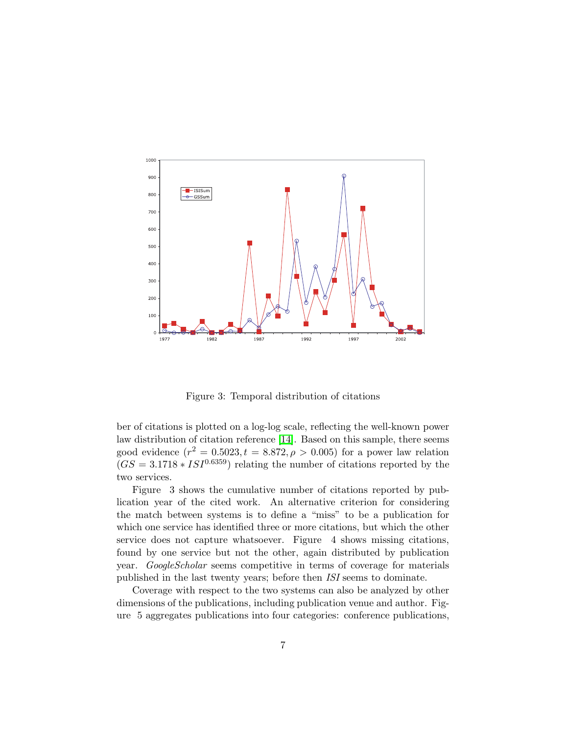Figure 3: Temporal distribution of citations

ber of citations is plotted on a log-log scale, reflecting the well-known power law distribution of citation reference [14]. Based on this sample, there seems good evidence ($r^2 = 0.5023, t = 8.872, \rho > 0.005$) for a power law relation ($GS = 3.1718 * ISI^{0.6359}$) relating the number of citations reported by the two services.

Figure 3 shows the cumulative number of citations reported by publication year of the cited work. An alternative criterion for considering the match between systems is to define a "miss" to be a publication for which one service has identified three or more citations, but which the other service does not capture whatsoever. Figure 4 shows missing citations, found by one service but not the other, again distributed by publication year. *GoogleScholar* seems competitive in terms of coverage for materials published in the last twenty years; before then *ISI* seems to dominate.

Coverage with respect to the two systems can also be analyzed by other dimensions of the publications, including publication venue and author. Figure 5 aggregates publications into four categories: conference publications,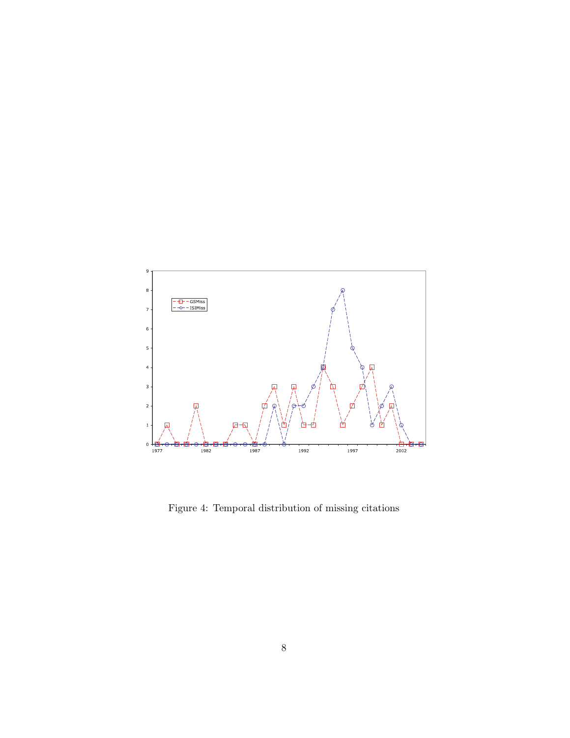Figure 4: Temporal distribution of missing citations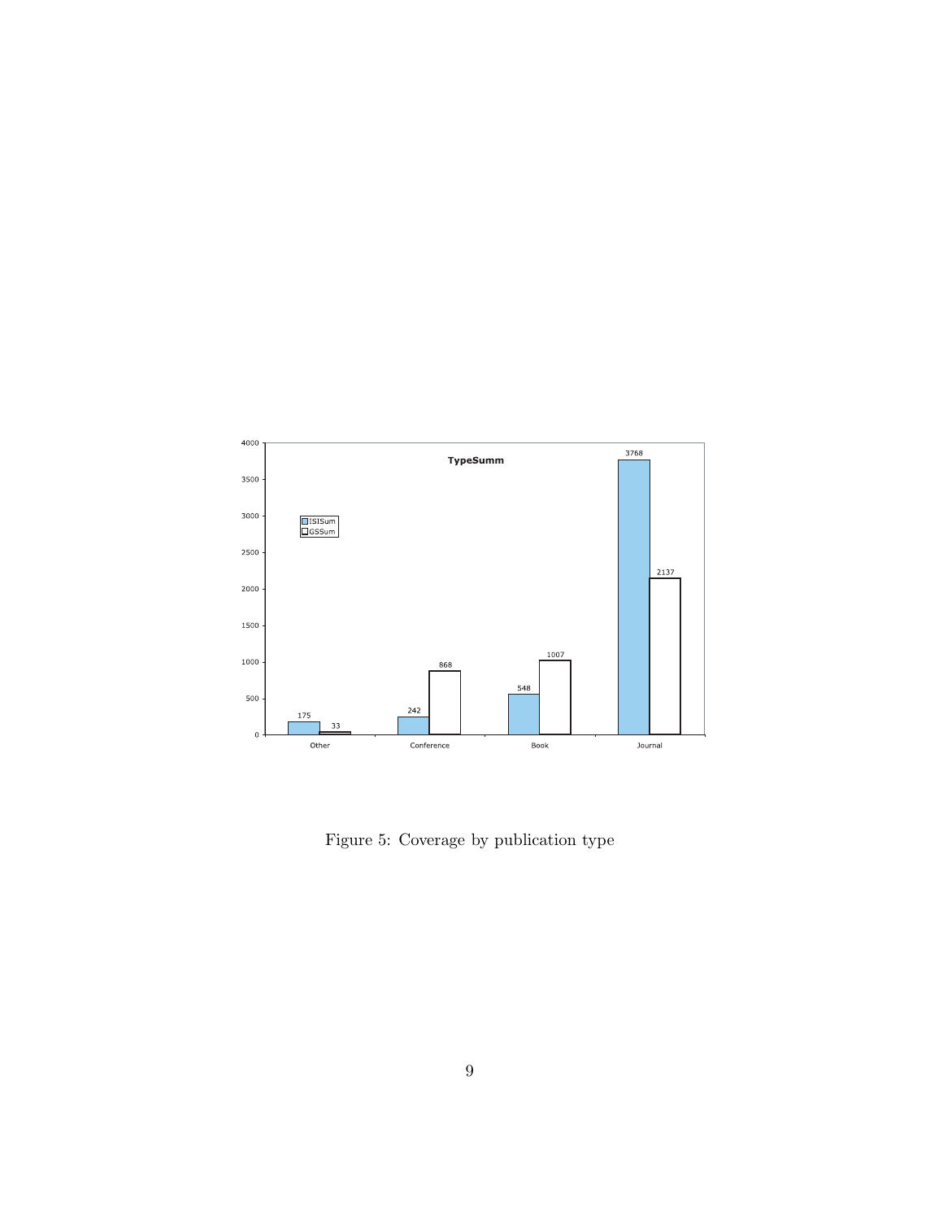Figure 5: Coverage by publication type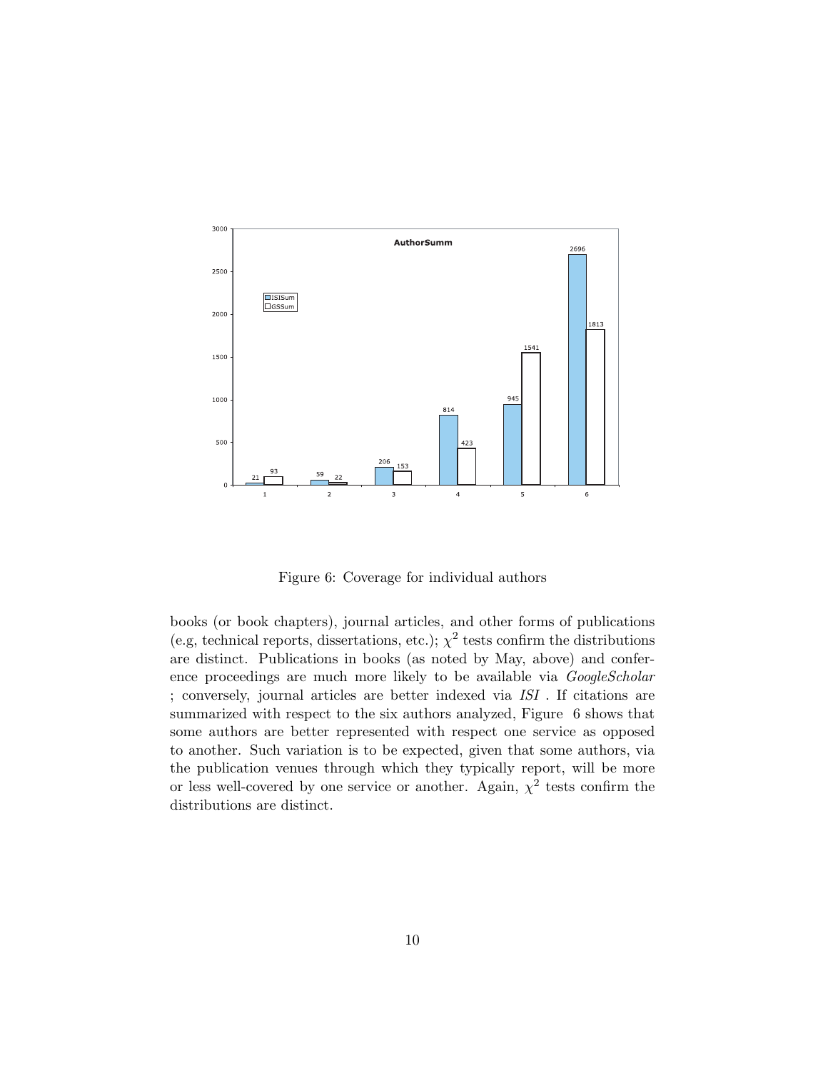Figure 6: Coverage for individual authors

books (or book chapters), journal articles, and other forms of publications (e.g, technical reports, dissertations, etc.); $\chi^2$ tests confirm the distributions are distinct. Publications in books (as noted by May, above) and conference proceedings are much more likely to be available via *GoogleScholar* ; conversely, journal articles are better indexed via *ISI* . If citations are summarized with respect to the six authors analyzed, Figure 6 shows that some authors are better represented with respect one service as opposed to another. Such variation is to be expected, given that some authors, via the publication venues through which they typically report, will be more or less well-covered by one service or another. Again, $\chi^2$ tests confirm the distributions are distinct.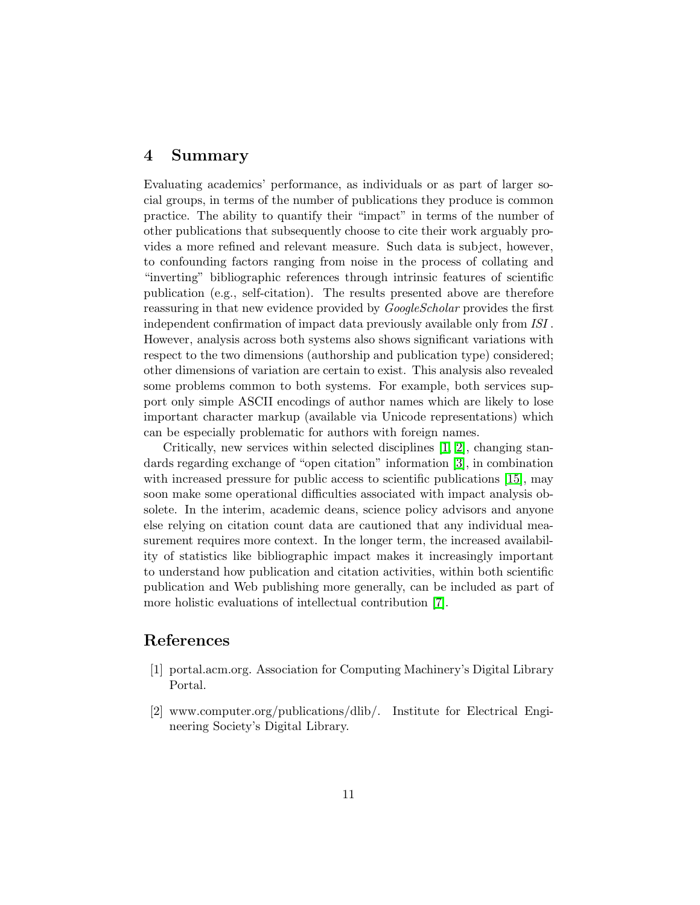## 4 Summary

Evaluating academics' performance, as individuals or as part of larger social groups, in terms of the number of publications they produce is common practice. The ability to quantify their "impact" in terms of the number of other publications that subsequently choose to cite their work arguably provides a more refined and relevant measure. Such data is subject, however, to confounding factors ranging from noise in the process of collating and "inverting" bibliographic references through intrinsic features of scientific publication (e.g., self-citation). The results presented above are therefore reassuring in that new evidence provided by *GoogleScholar* provides the first independent confirmation of impact data previously available only from *ISI* . However, analysis across both systems also shows significant variations with respect to the two dimensions (authorship and publication type) considered; other dimensions of variation are certain to exist. This analysis also revealed some problems common to both systems. For example, both services support only simple ASCII encodings of author names which are likely to lose important character markup (available via Unicode representations) which can be especially problematic for authors with foreign names.

Critically, new services within selected disciplines [1, 2], changing standards regarding exchange of "open citation" information [3], in combination with increased pressure for public access to scientific publications [15], may soon make some operational difficulties associated with impact analysis obsolete. In the interim, academic deans, science policy advisors and anyone else relying on citation count data are cautioned that any individual measurement requires more context. In the longer term, the increased availability of statistics like bibliographic impact makes it increasingly important to understand how publication and citation activities, within both scientific publication and Web publishing more generally, can be included as part of more holistic evaluations of intellectual contribution [7].

## References

[1] portal.acm.org. Association for Computing Machinery's Digital Library Portal.

[2] www.computer.org/publications/dlib/. Institute for Electrical Engineering Society's Digital Library.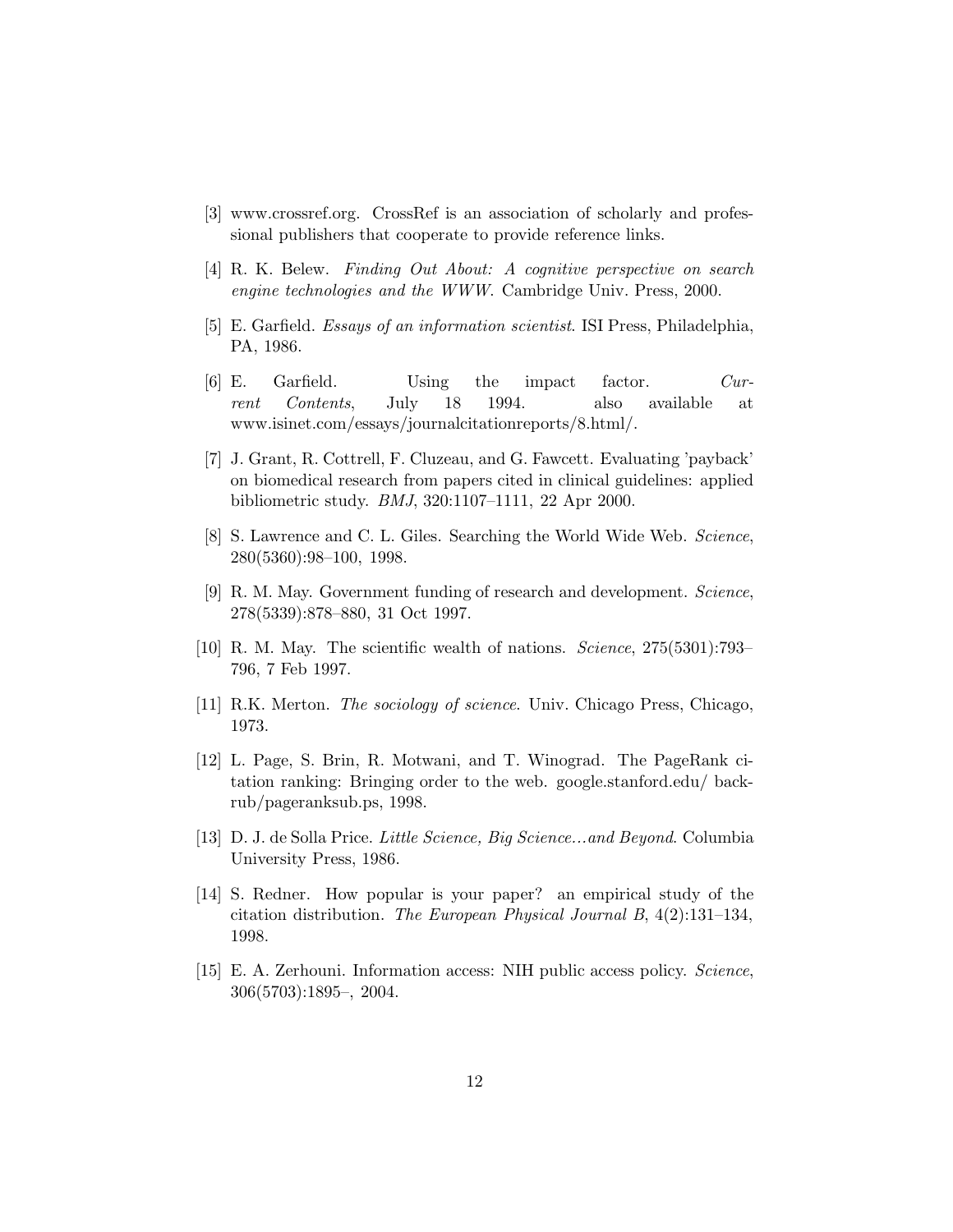[3] www.crossref.org. CrossRef is an association of scholarly and professional publishers that cooperate to provide reference links.

[4] R. K. Belew. *Finding Out About: A cognitive perspective on search engine technologies and the WWW*. Cambridge Univ. Press, 2000.

[5] E. Garfield. *Essays of an information scientist*. ISI Press, Philadelphia, PA, 1986.

[6] E. Garfield. Using the impact factor. *Current Contents*, July 18 1994. also available at www.isinet.com/essays/journalcitationreports/8.html/.

[7] J. Grant, R. Cottrell, F. Cluzeau, and G. Fawcett. Evaluating 'payback' on biomedical research from papers cited in clinical guidelines: applied bibliometric study. *BMJ*, 320:1107–1111, 22 Apr 2000.

[8] S. Lawrence and C. L. Giles. Searching the World Wide Web. *Science*, 280(5360):98–100, 1998.

[9] R. M. May. Government funding of research and development. *Science*, 278(5339):878–880, 31 Oct 1997.

[10] R. M. May. The scientific wealth of nations. *Science*, 275(5301):793–796, 7 Feb 1997.

[11] R.K. Merton. *The sociology of science*. Univ. Chicago Press, Chicago, 1973.

[12] L. Page, S. Brin, R. Motwani, and T. Winograd. The PageRank citation ranking: Bringing order to the web. google.stanford.edu/ backrub/pageranksub.ps, 1998.

[13] D. J. de Solla Price. *Little Science, Big Science...and Beyond*. Columbia University Press, 1986.

[14] S. Redner. How popular is your paper? an empirical study of the citation distribution. *The European Physical Journal B*, 4(2):131–134, 1998.

[15] E. A. Zerhouni. Information access: NIH public access policy. *Science*, 306(5703):1895–, 2004.